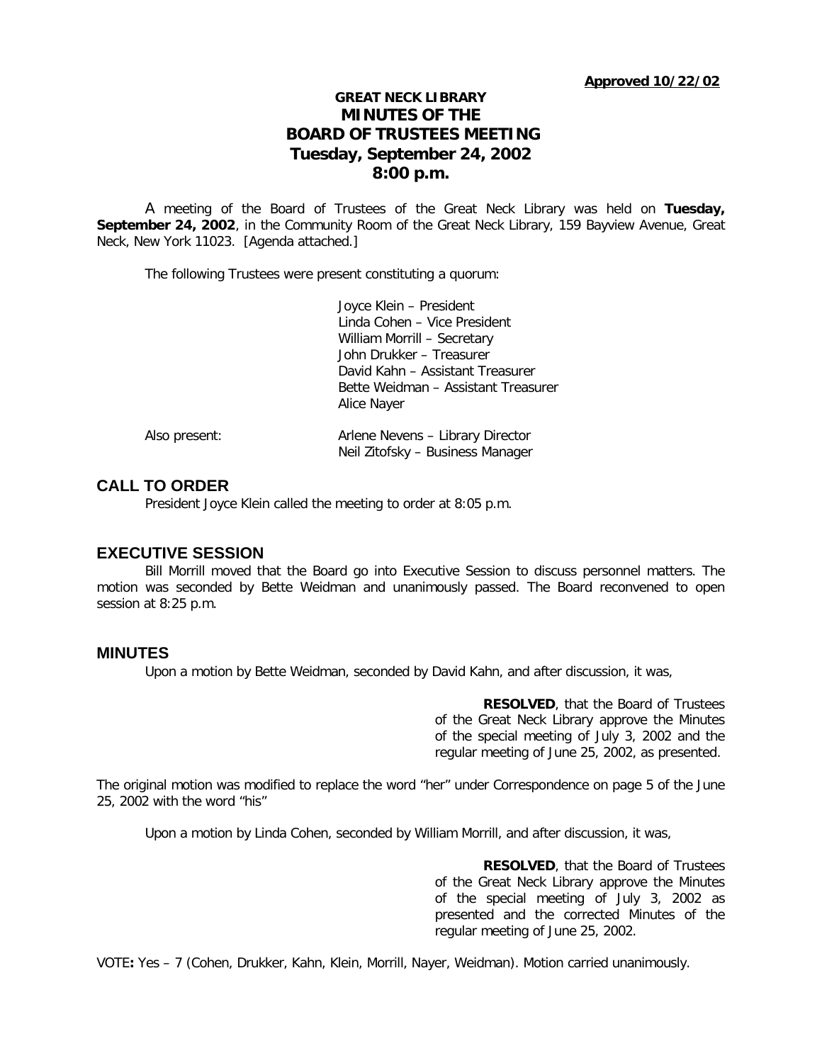**Approved 10/22/02**

# GREAT NECK LIBRARY
# MINUTES OF THE BOARD OF TRUSTEES MEETING
## Tuesday, September 24, 2002
## 8:00 p.m.

A meeting of the Board of Trustees of the Great Neck Library was held on **Tuesday, September 24, 2002**, in the Community Room of the Great Neck Library, 159 Bayview Avenue, Great Neck, New York 11023. [Agenda attached.]

The following Trustees were present constituting a quorum:

Joyce Klein – President
Linda Cohen – Vice President
William Morrill – Secretary
John Drukker – Treasurer
David Kahn – Assistant Treasurer
Bette Weidman – Assistant Treasurer
Alice Nayer

Also present: Arlene Nevens – Library Director
Neil Zitofsky – Business Manager

## CALL TO ORDER

President Joyce Klein called the meeting to order at 8:05 p.m.

## EXECUTIVE SESSION

Bill Morrill moved that the Board go into Executive Session to discuss personnel matters. The motion was seconded by Bette Weidman and unanimously passed. The Board reconvened to open session at 8:25 p.m.

## MINUTES

Upon a motion by Bette Weidman, seconded by David Kahn, and after discussion, it was,

> **RESOLVED**, that the Board of Trustees of the Great Neck Library approve the Minutes of the special meeting of July 3, 2002 and the regular meeting of June 25, 2002, as presented.

The original motion was modified to replace the word "her" under Correspondence on page 5 of the June 25, 2002 with the word "his"

Upon a motion by Linda Cohen, seconded by William Morrill, and after discussion, it was,

> **RESOLVED**, that the Board of Trustees of the Great Neck Library approve the Minutes of the special meeting of July 3, 2002 as presented and the corrected Minutes of the regular meeting of June 25, 2002.

VOTE**:** Yes – 7 (Cohen, Drukker, Kahn, Klein, Morrill, Nayer, Weidman). Motion carried unanimously.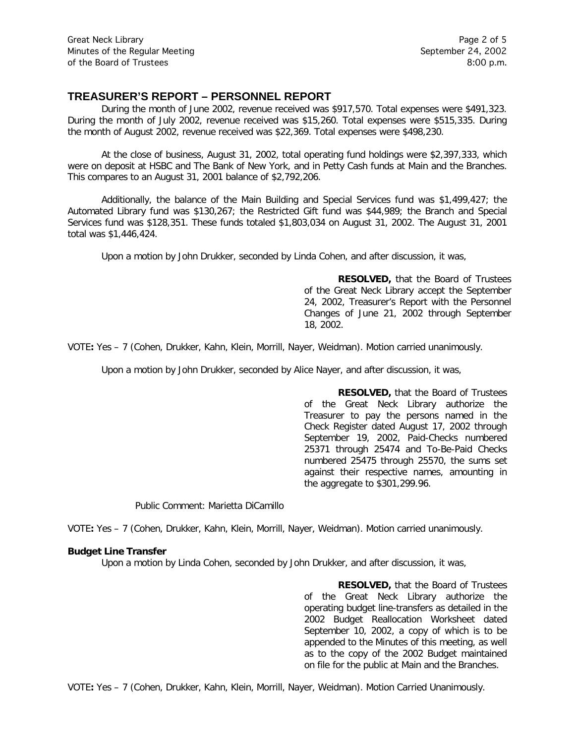## TREASURER'S REPORT – PERSONNEL REPORT

During the month of June 2002, revenue received was $917,570. Total expenses were $491,323. During the month of July 2002, revenue received was $15,260. Total expenses were $515,335. During the month of August 2002, revenue received was $22,369. Total expenses were $498,230.

At the close of business, August 31, 2002, total operating fund holdings were $2,397,333, which were on deposit at HSBC and The Bank of New York, and in Petty Cash funds at Main and the Branches. This compares to an August 31, 2001 balance of $2,792,206.

Additionally, the balance of the Main Building and Special Services fund was $1,499,427; the Automated Library fund was $130,267; the Restricted Gift fund was $44,989; the Branch and Special Services fund was $128,351. These funds totaled $1,803,034 on August 31, 2002. The August 31, 2001 total was $1,446,424.

Upon a motion by John Drukker, seconded by Linda Cohen, and after discussion, it was,

> **RESOLVED,** that the Board of Trustees of the Great Neck Library accept the September 24, 2002, Treasurer's Report with the Personnel Changes of June 21, 2002 through September 18, 2002.

VOTE**:** Yes – 7 (Cohen, Drukker, Kahn, Klein, Morrill, Nayer, Weidman). Motion carried unanimously.

Upon a motion by John Drukker, seconded by Alice Nayer, and after discussion, it was,

> **RESOLVED,** that the Board of Trustees of the Great Neck Library authorize the Treasurer to pay the persons named in the Check Register dated August 17, 2002 through September 19, 2002, Paid-Checks numbered 25371 through 25474 and To-Be-Paid Checks numbered 25475 through 25570, the sums set against their respective names, amounting in the aggregate to $301,299.96.

Public Comment: Marietta DiCamillo

VOTE**:** Yes – 7 (Cohen, Drukker, Kahn, Klein, Morrill, Nayer, Weidman). Motion carried unanimously.

**Budget Line Transfer**

Upon a motion by Linda Cohen, seconded by John Drukker, and after discussion, it was,

> **RESOLVED,** that the Board of Trustees of the Great Neck Library authorize the operating budget line-transfers as detailed in the 2002 Budget Reallocation Worksheet dated September 10, 2002, a copy of which is to be appended to the Minutes of this meeting, as well as to the copy of the 2002 Budget maintained on file for the public at Main and the Branches.

VOTE**:** Yes – 7 (Cohen, Drukker, Kahn, Klein, Morrill, Nayer, Weidman). Motion Carried Unanimously.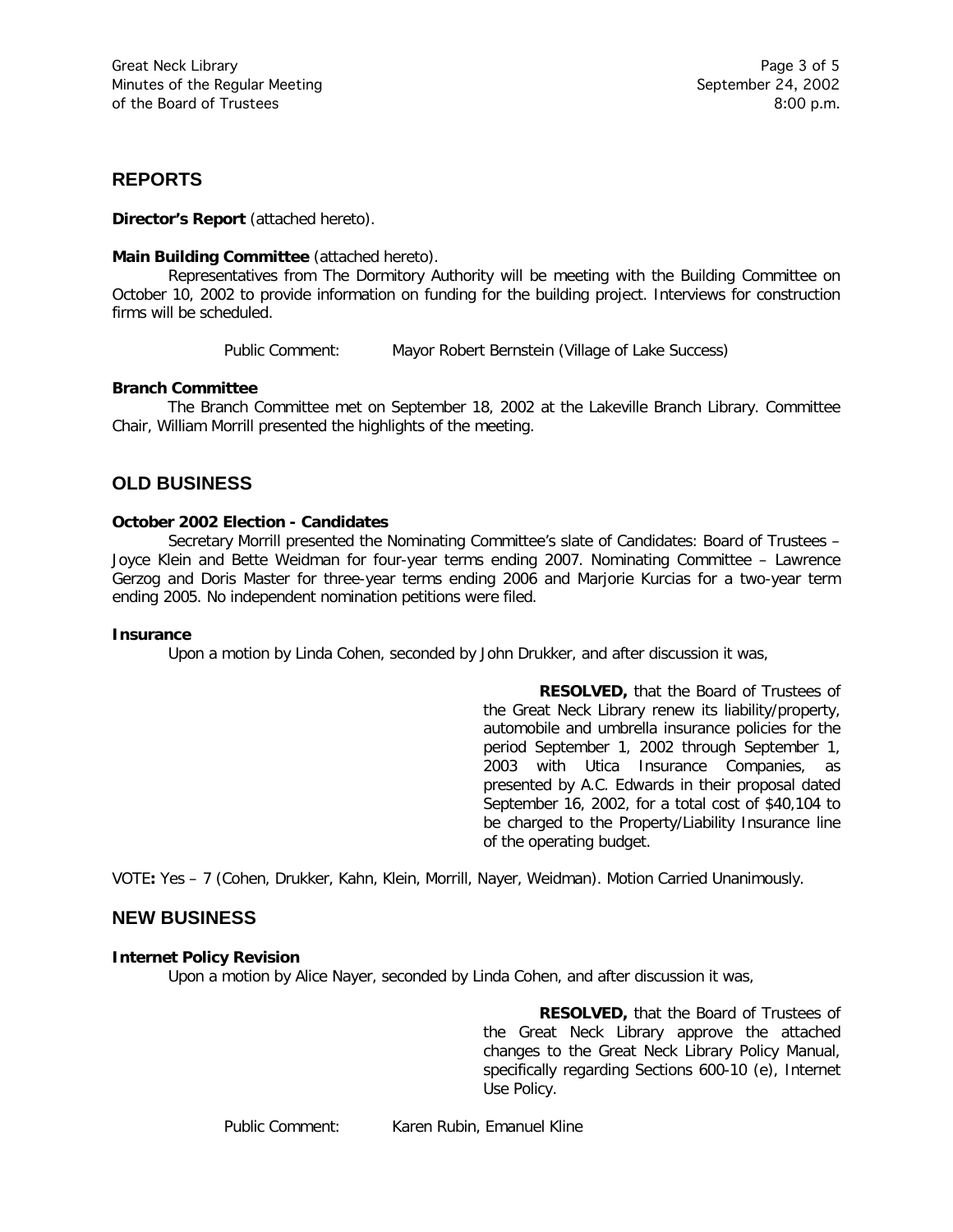## REPORTS

**Director's Report** (attached hereto).

**Main Building Committee** (attached hereto).

Representatives from The Dormitory Authority will be meeting with the Building Committee on October 10, 2002 to provide information on funding for the building project. Interviews for construction firms will be scheduled.

Public Comment: Mayor Robert Bernstein (Village of Lake Success)

**Branch Committee**

The Branch Committee met on September 18, 2002 at the Lakeville Branch Library. Committee Chair, William Morrill presented the highlights of the meeting.

## OLD BUSINESS

**October 2002 Election - Candidates**

Secretary Morrill presented the Nominating Committee's slate of Candidates: Board of Trustees – Joyce Klein and Bette Weidman for four-year terms ending 2007. Nominating Committee – Lawrence Gerzog and Doris Master for three-year terms ending 2006 and Marjorie Kurcias for a two-year term ending 2005. No independent nomination petitions were filed.

**Insurance**

Upon a motion by Linda Cohen, seconded by John Drukker, and after discussion it was,

> **RESOLVED,** that the Board of Trustees of the Great Neck Library renew its liability/property, automobile and umbrella insurance policies for the period September 1, 2002 through September 1, 2003 with Utica Insurance Companies, as presented by A.C. Edwards in their proposal dated September 16, 2002, for a total cost of $40,104 to be charged to the Property/Liability Insurance line of the operating budget.

VOTE**:** Yes – 7 (Cohen, Drukker, Kahn, Klein, Morrill, Nayer, Weidman). Motion Carried Unanimously.

## NEW BUSINESS

**Internet Policy Revision**

Upon a motion by Alice Nayer, seconded by Linda Cohen, and after discussion it was,

> **RESOLVED,** that the Board of Trustees of the Great Neck Library approve the attached changes to the Great Neck Library Policy Manual, specifically regarding Sections 600-10 (e), Internet Use Policy.

Public Comment: Karen Rubin, Emanuel Kline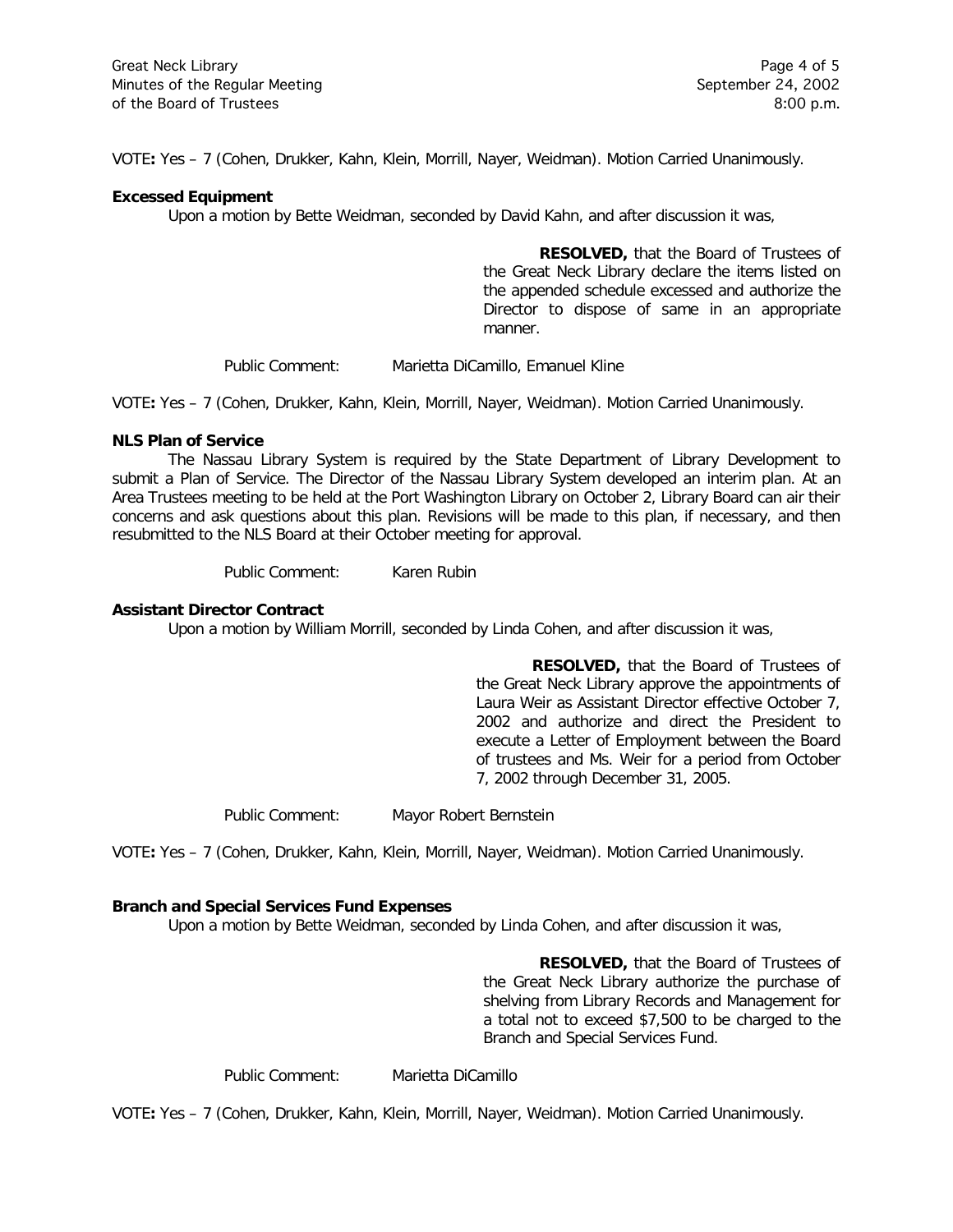VOTE**:** Yes – 7 (Cohen, Drukker, Kahn, Klein, Morrill, Nayer, Weidman). Motion Carried Unanimously.

**Excessed Equipment**

Upon a motion by Bette Weidman, seconded by David Kahn, and after discussion it was,

> **RESOLVED,** that the Board of Trustees of the Great Neck Library declare the items listed on the appended schedule excessed and authorize the Director to dispose of same in an appropriate manner.

Public Comment: Marietta DiCamillo, Emanuel Kline

VOTE**:** Yes – 7 (Cohen, Drukker, Kahn, Klein, Morrill, Nayer, Weidman). Motion Carried Unanimously.

**NLS Plan of Service**

The Nassau Library System is required by the State Department of Library Development to submit a Plan of Service. The Director of the Nassau Library System developed an interim plan. At an Area Trustees meeting to be held at the Port Washington Library on October 2, Library Board can air their concerns and ask questions about this plan. Revisions will be made to this plan, if necessary, and then resubmitted to the NLS Board at their October meeting for approval.

Public Comment: Karen Rubin

**Assistant Director Contract**

Upon a motion by William Morrill, seconded by Linda Cohen, and after discussion it was,

> **RESOLVED,** that the Board of Trustees of the Great Neck Library approve the appointments of Laura Weir as Assistant Director effective October 7, 2002 and authorize and direct the President to execute a Letter of Employment between the Board of trustees and Ms. Weir for a period from October 7, 2002 through December 31, 2005.

Public Comment: Mayor Robert Bernstein

VOTE**:** Yes – 7 (Cohen, Drukker, Kahn, Klein, Morrill, Nayer, Weidman). Motion Carried Unanimously.

**Branch and Special Services Fund Expenses**

Upon a motion by Bette Weidman, seconded by Linda Cohen, and after discussion it was,

> **RESOLVED,** that the Board of Trustees of the Great Neck Library authorize the purchase of shelving from Library Records and Management for a total not to exceed $7,500 to be charged to the Branch and Special Services Fund.

Public Comment: Marietta DiCamillo

VOTE**:** Yes – 7 (Cohen, Drukker, Kahn, Klein, Morrill, Nayer, Weidman). Motion Carried Unanimously.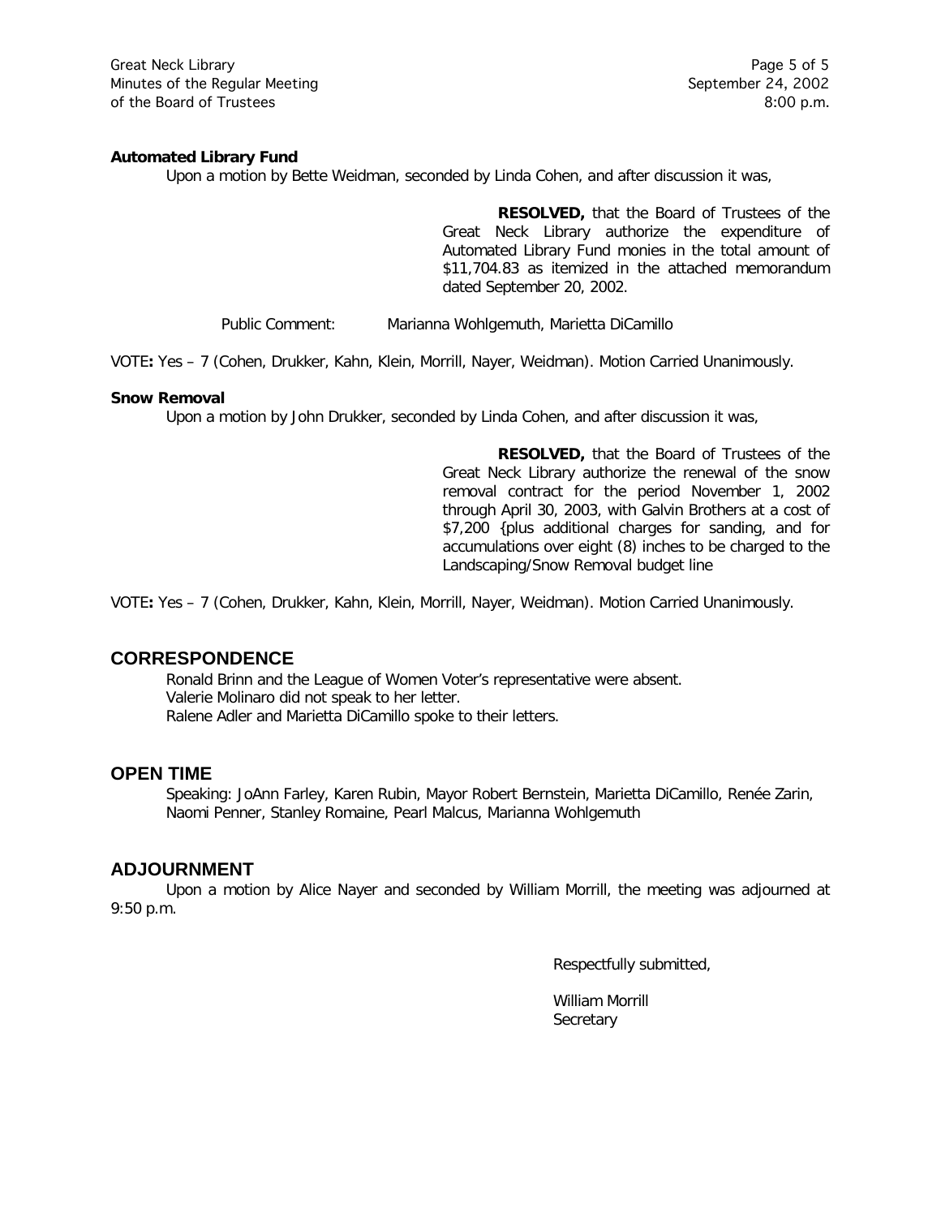**Automated Library Fund**

Upon a motion by Bette Weidman, seconded by Linda Cohen, and after discussion it was,

> **RESOLVED,** that the Board of Trustees of the Great Neck Library authorize the expenditure of Automated Library Fund monies in the total amount of $11,704.83 as itemized in the attached memorandum dated September 20, 2002.

Public Comment: Marianna Wohlgemuth, Marietta DiCamillo

VOTE**:** Yes – 7 (Cohen, Drukker, Kahn, Klein, Morrill, Nayer, Weidman). Motion Carried Unanimously.

**Snow Removal**

Upon a motion by John Drukker, seconded by Linda Cohen, and after discussion it was,

> **RESOLVED,** that the Board of Trustees of the Great Neck Library authorize the renewal of the snow removal contract for the period November 1, 2002 through April 30, 2003, with Galvin Brothers at a cost of $7,200 {plus additional charges for sanding, and for accumulations over eight (8) inches to be charged to the Landscaping/Snow Removal budget line

VOTE**:** Yes – 7 (Cohen, Drukker, Kahn, Klein, Morrill, Nayer, Weidman). Motion Carried Unanimously.

## CORRESPONDENCE

Ronald Brinn and the League of Women Voter's representative were absent.
Valerie Molinaro did not speak to her letter.
Ralene Adler and Marietta DiCamillo spoke to their letters.

## OPEN TIME

Speaking: JoAnn Farley, Karen Rubin, Mayor Robert Bernstein, Marietta DiCamillo, Renée Zarin, Naomi Penner, Stanley Romaine, Pearl Malcus, Marianna Wohlgemuth

## ADJOURNMENT

Upon a motion by Alice Nayer and seconded by William Morrill, the meeting was adjourned at 9:50 p.m.

Respectfully submitted,

William Morrill
Secretary